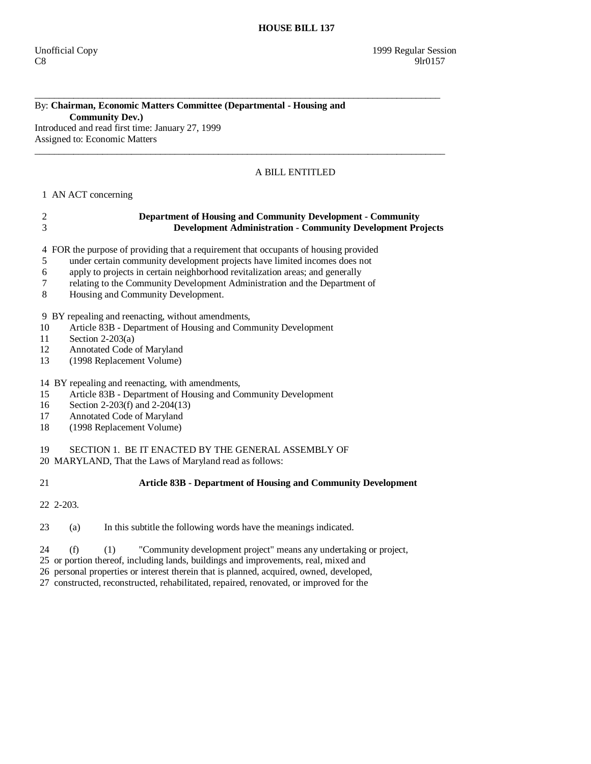# HOUSE BILL 137

Unofficial Copy 1999 Regular Session
C8 9lr0157

---

By: **Chairman, Economic Matters Committee (Departmental - Housing and Community Dev.)**
Introduced and read first time: January 27, 1999
Assigned to: Economic Matters

---

A BILL ENTITLED

1 AN ACT concerning

2 **Department of Housing and Community Development - Community**
3 **Development Administration - Community Development Projects**

4 FOR the purpose of providing that a requirement that occupants of housing provided
5 under certain community development projects have limited incomes does not
6 apply to projects in certain neighborhood revitalization areas; and generally
7 relating to the Community Development Administration and the Department of
8 Housing and Community Development.

9 BY repealing and reenacting, without amendments,
10 Article 83B - Department of Housing and Community Development
11 Section 2-203(a)
12 Annotated Code of Maryland
13 (1998 Replacement Volume)

14 BY repealing and reenacting, with amendments,
15 Article 83B - Department of Housing and Community Development
16 Section 2-203(f) and 2-204(13)
17 Annotated Code of Maryland
18 (1998 Replacement Volume)

19 SECTION 1. BE IT ENACTED BY THE GENERAL ASSEMBLY OF
20 MARYLAND, That the Laws of Maryland read as follows:

21 **Article 83B - Department of Housing and Community Development**

22 2-203.

23 (a) In this subtitle the following words have the meanings indicated.

24 (f) (1) "Community development project" means any undertaking or project,
25 or portion thereof, including lands, buildings and improvements, real, mixed and
26 personal properties or interest therein that is planned, acquired, owned, developed,
27 constructed, reconstructed, rehabilitated, repaired, renovated, or improved for the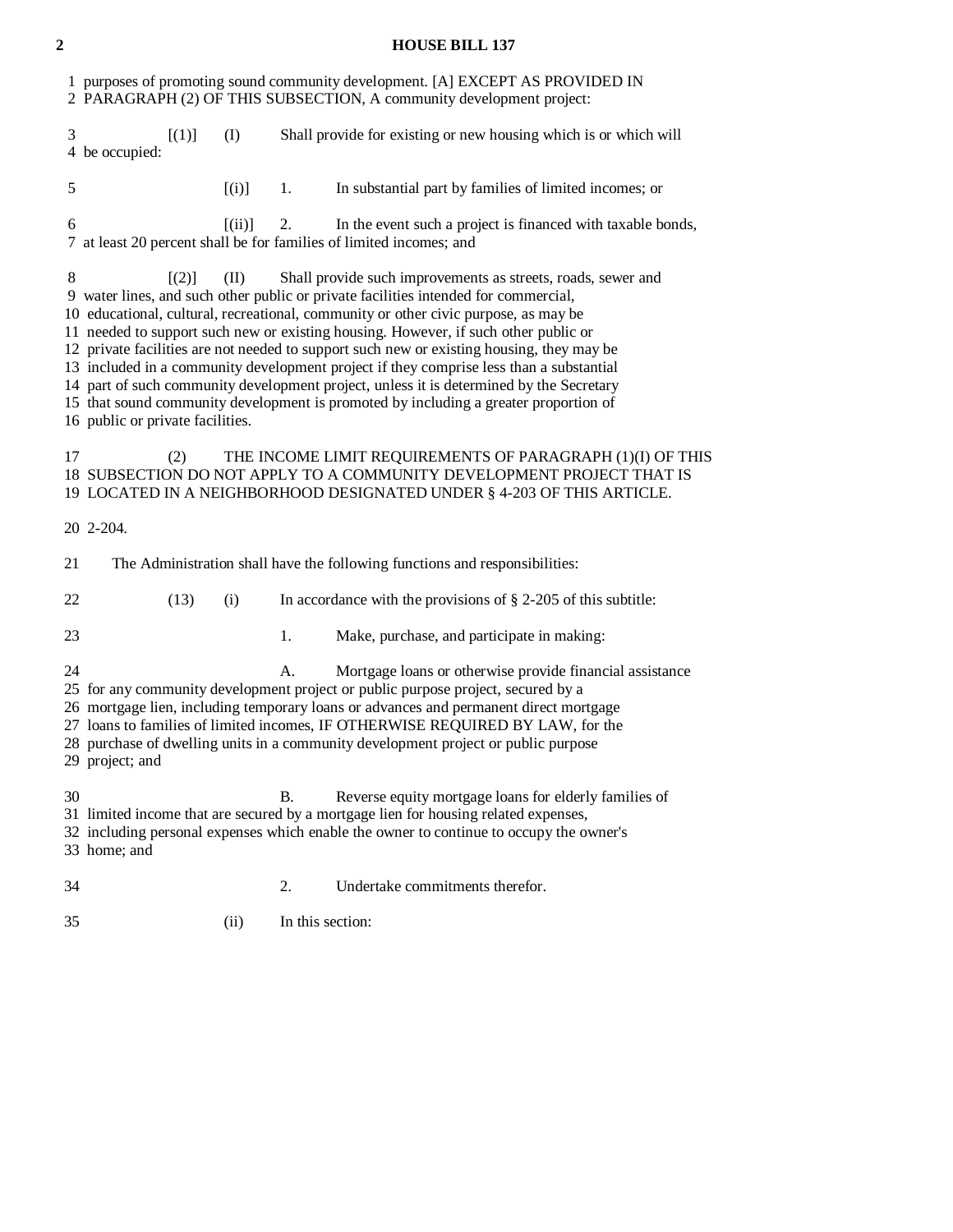purposes of promoting sound community development. [A] EXCEPT AS PROVIDED IN PARAGRAPH (2) OF THIS SUBSECTION, A community development project:

[(1)] (I) Shall provide for existing or new housing which is or which will be occupied:

[(i)] 1. In substantial part by families of limited incomes; or

[(ii)] 2. In the event such a project is financed with taxable bonds, at least 20 percent shall be for families of limited incomes; and

[(2)] (II) Shall provide such improvements as streets, roads, sewer and water lines, and such other public or private facilities intended for commercial, educational, cultural, recreational, community or other civic purpose, as may be needed to support such new or existing housing. However, if such other public or private facilities are not needed to support such new or existing housing, they may be included in a community development project if they comprise less than a substantial part of such community development project, unless it is determined by the Secretary that sound community development is promoted by including a greater proportion of public or private facilities.

(2) THE INCOME LIMIT REQUIREMENTS OF PARAGRAPH (1)(I) OF THIS SUBSECTION DO NOT APPLY TO A COMMUNITY DEVELOPMENT PROJECT THAT IS LOCATED IN A NEIGHBORHOOD DESIGNATED UNDER § 4-203 OF THIS ARTICLE.

2-204.

The Administration shall have the following functions and responsibilities:

(13) (i) In accordance with the provisions of § 2-205 of this subtitle:

1. Make, purchase, and participate in making:

A. Mortgage loans or otherwise provide financial assistance for any community development project or public purpose project, secured by a mortgage lien, including temporary loans or advances and permanent direct mortgage loans to families of limited incomes, IF OTHERWISE REQUIRED BY LAW, for the purchase of dwelling units in a community development project or public purpose project; and

B. Reverse equity mortgage loans for elderly families of limited income that are secured by a mortgage lien for housing related expenses, including personal expenses which enable the owner to continue to occupy the owner's home; and

2. Undertake commitments therefor.

(ii) In this section: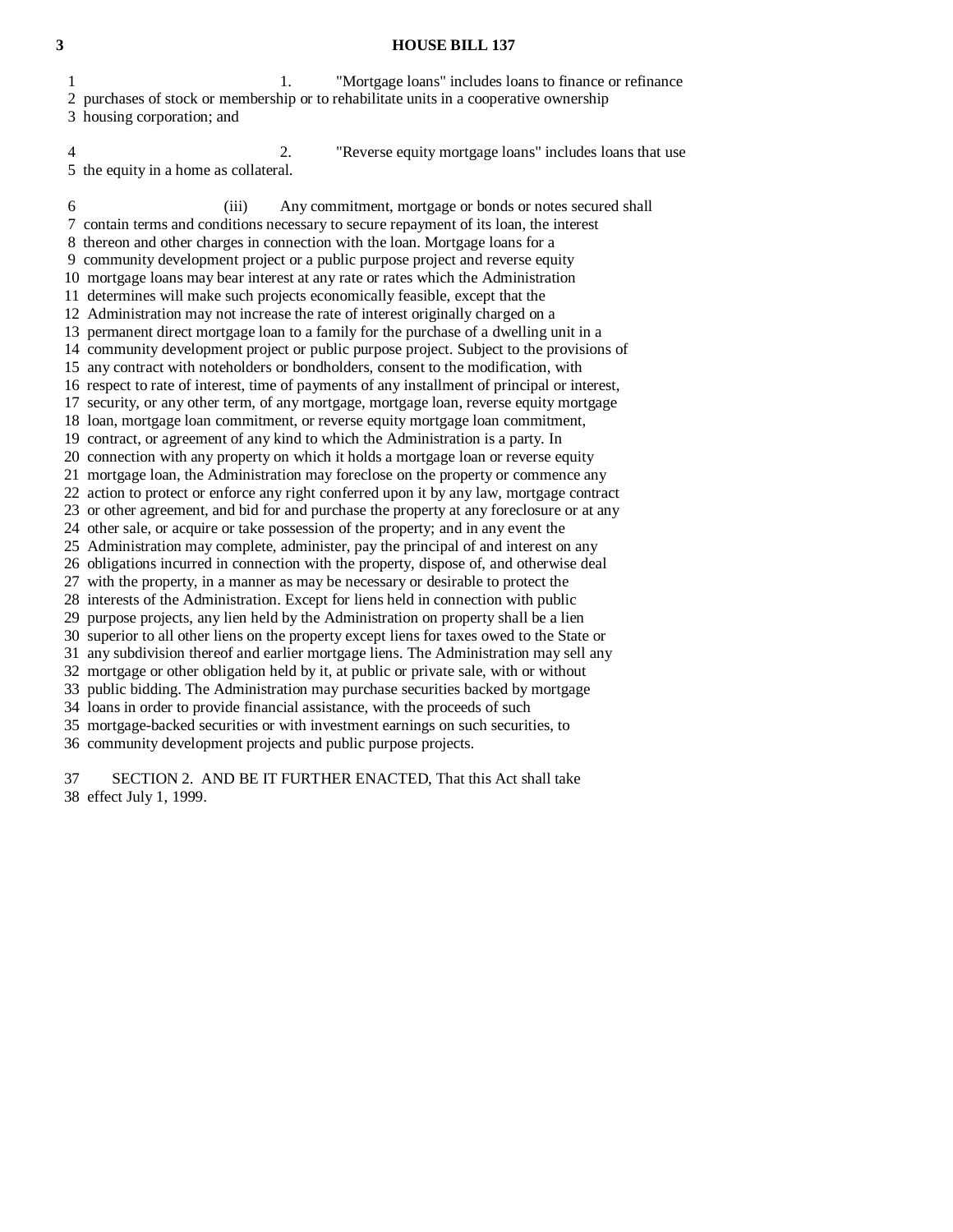1. "Mortgage loans" includes loans to finance or refinance purchases of stock or membership or to rehabilitate units in a cooperative ownership housing corporation; and

2. "Reverse equity mortgage loans" includes loans that use the equity in a home as collateral.

(iii) Any commitment, mortgage or bonds or notes secured shall contain terms and conditions necessary to secure repayment of its loan, the interest thereon and other charges in connection with the loan. Mortgage loans for a community development project or a public purpose project and reverse equity mortgage loans may bear interest at any rate or rates which the Administration determines will make such projects economically feasible, except that the Administration may not increase the rate of interest originally charged on a permanent direct mortgage loan to a family for the purchase of a dwelling unit in a community development project or public purpose project. Subject to the provisions of any contract with noteholders or bondholders, consent to the modification, with respect to rate of interest, time of payments of any installment of principal or interest, security, or any other term, of any mortgage, mortgage loan, reverse equity mortgage loan, mortgage loan commitment, or reverse equity mortgage loan commitment, contract, or agreement of any kind to which the Administration is a party. In connection with any property on which it holds a mortgage loan or reverse equity mortgage loan, the Administration may foreclose on the property or commence any action to protect or enforce any right conferred upon it by any law, mortgage contract or other agreement, and bid for and purchase the property at any foreclosure or at any other sale, or acquire or take possession of the property; and in any event the Administration may complete, administer, pay the principal of and interest on any obligations incurred in connection with the property, dispose of, and otherwise deal with the property, in a manner as may be necessary or desirable to protect the interests of the Administration. Except for liens held in connection with public purpose projects, any lien held by the Administration on property shall be a lien superior to all other liens on the property except liens for taxes owed to the State or any subdivision thereof and earlier mortgage liens. The Administration may sell any mortgage or other obligation held by it, at public or private sale, with or without public bidding. The Administration may purchase securities backed by mortgage loans in order to provide financial assistance, with the proceeds of such mortgage-backed securities or with investment earnings on such securities, to community development projects and public purpose projects.

SECTION 2. AND BE IT FURTHER ENACTED, That this Act shall take effect July 1, 1999.